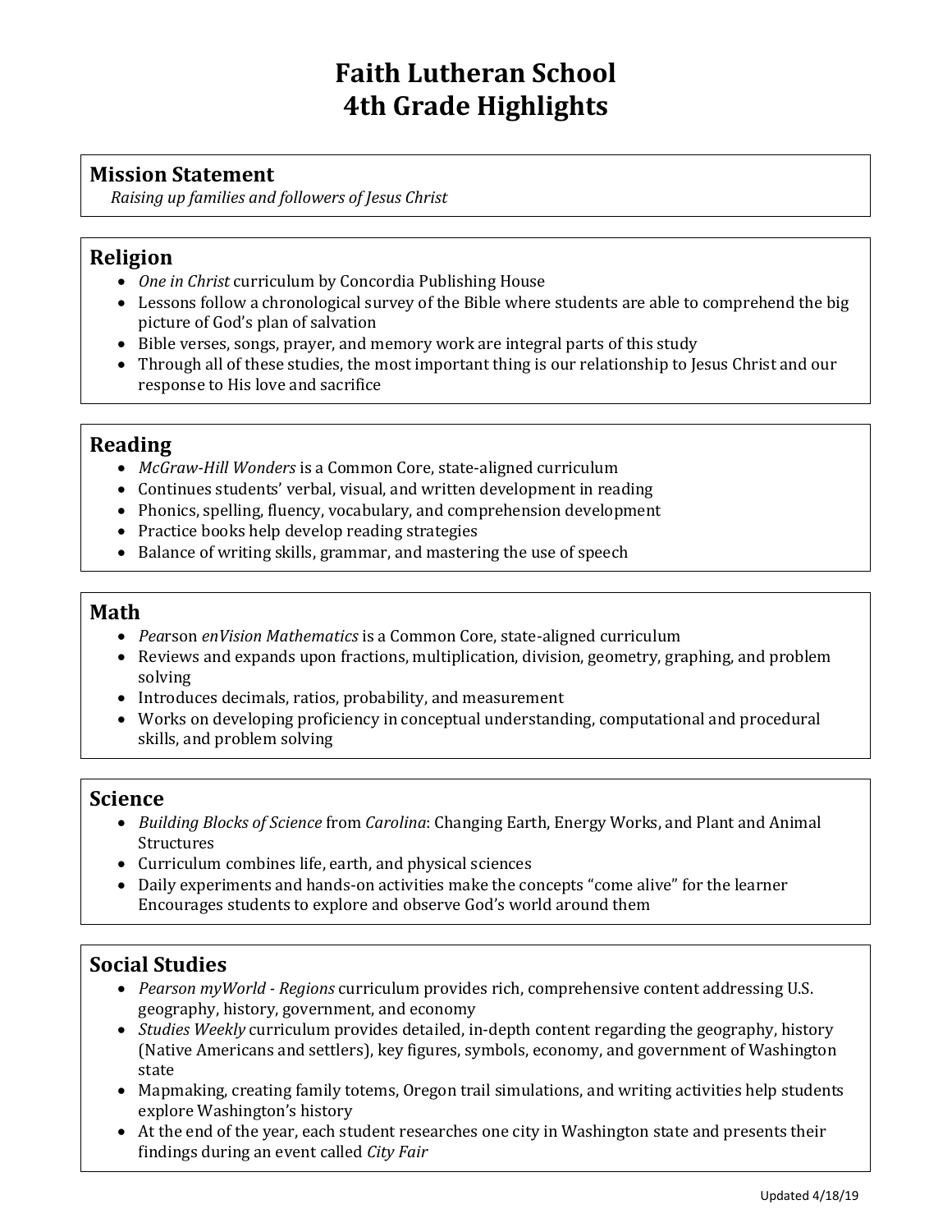# Faith Lutheran School
# 4th Grade Highlights

## Mission Statement

*Raising up families and followers of Jesus Christ*

## Religion

- *One in Christ* curriculum by Concordia Publishing House
- Lessons follow a chronological survey of the Bible where students are able to comprehend the big picture of God's plan of salvation
- Bible verses, songs, prayer, and memory work are integral parts of this study
- Through all of these studies, the most important thing is our relationship to Jesus Christ and our response to His love and sacrifice

## Reading

- *McGraw-Hill Wonders* is a Common Core, state-aligned curriculum
- Continues students' verbal, visual, and written development in reading
- Phonics, spelling, fluency, vocabulary, and comprehension development
- Practice books help develop reading strategies
- Balance of writing skills, grammar, and mastering the use of speech

## Math

- *Pea*rson *enVision Mathematics* is a Common Core, state-aligned curriculum
- Reviews and expands upon fractions, multiplication, division, geometry, graphing, and problem solving
- Introduces decimals, ratios, probability, and measurement
- Works on developing proficiency in conceptual understanding, computational and procedural skills, and problem solving

## Science

- *Building Blocks of Science* from *Carolina*: Changing Earth, Energy Works, and Plant and Animal Structures
- Curriculum combines life, earth, and physical sciences
- Daily experiments and hands-on activities make the concepts "come alive" for the learner Encourages students to explore and observe God's world around them

## Social Studies

- *Pearson myWorld - Regions* curriculum provides rich, comprehensive content addressing U.S. geography, history, government, and economy
- *Studies Weekly* curriculum provides detailed, in-depth content regarding the geography, history (Native Americans and settlers), key figures, symbols, economy, and government of Washington state
- Mapmaking, creating family totems, Oregon trail simulations, and writing activities help students explore Washington's history
- At the end of the year, each student researches one city in Washington state and presents their findings during an event called *City Fair*

Updated 4/18/19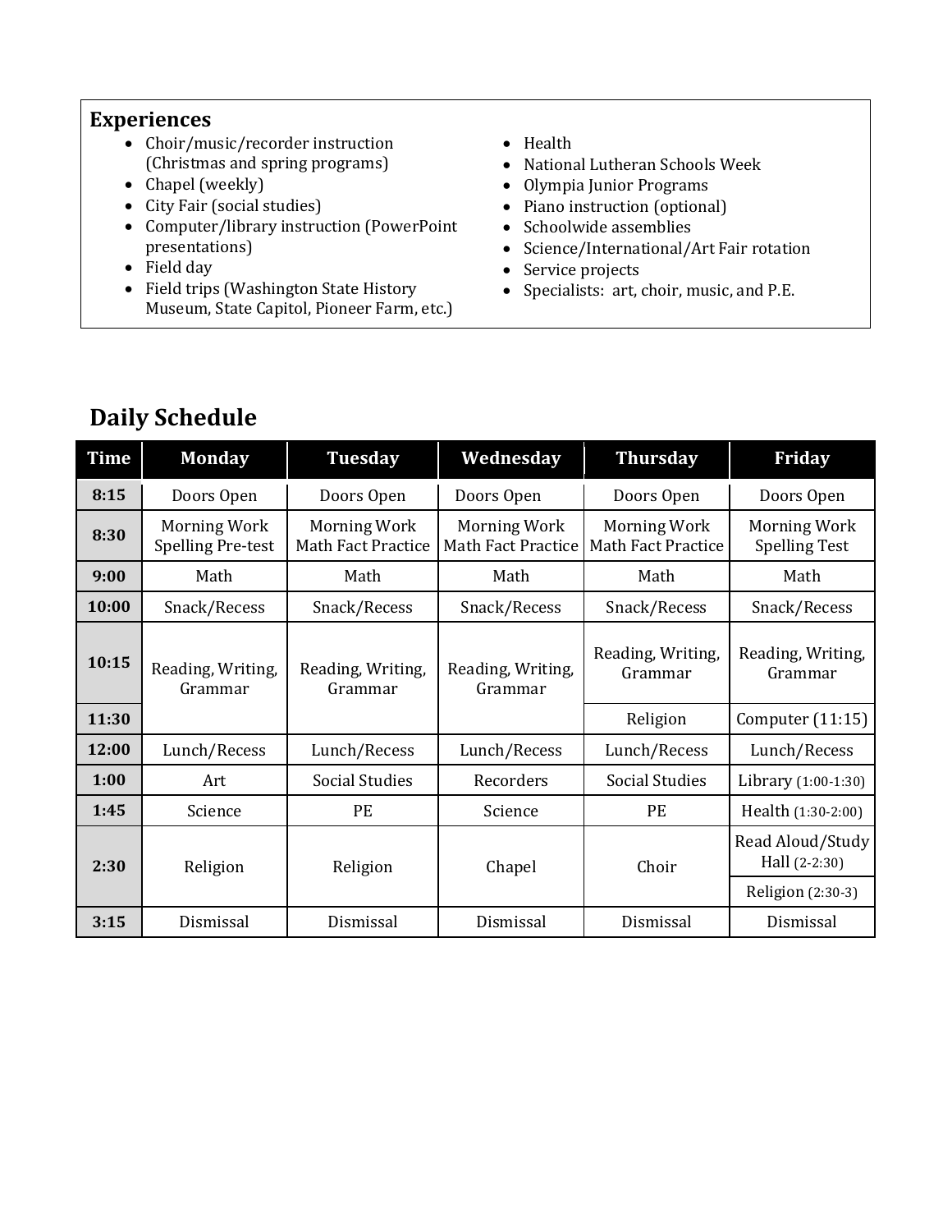## Experiences

- Choir/music/recorder instruction (Christmas and spring programs)
- Chapel (weekly)
- City Fair (social studies)
- Computer/library instruction (PowerPoint presentations)
- Field day
- Field trips (Washington State History Museum, State Capitol, Pioneer Farm, etc.)
- Health
- National Lutheran Schools Week
- Olympia Junior Programs
- Piano instruction (optional)
- Schoolwide assemblies
- Science/International/Art Fair rotation
- Service projects
- Specialists: art, choir, music, and P.E.

## Daily Schedule

| Time | Monday | Tuesday | Wednesday | Thursday | Friday |
|---|---|---|---|---|---|
| 8:15 | Doors Open | Doors Open | Doors Open | Doors Open | Doors Open |
| 8:30 | Morning Work<br>Spelling Pre-test | Morning Work<br>Math Fact Practice | Morning Work<br>Math Fact Practice | Morning Work<br>Math Fact Practice | Morning Work<br>Spelling Test |
| 9:00 | Math | Math | Math | Math | Math |
| 10:00 | Snack/Recess | Snack/Recess | Snack/Recess | Snack/Recess | Snack/Recess |
| 10:15 | Reading, Writing, Grammar | Reading, Writing, Grammar | Reading, Writing, Grammar | Reading, Writing, Grammar | Reading, Writing, Grammar |
| 11:30 | | | | Religion | Computer (11:15) |
| 12:00 | Lunch/Recess | Lunch/Recess | Lunch/Recess | Lunch/Recess | Lunch/Recess |
| 1:00 | Art | Social Studies | Recorders | Social Studies | Library (1:00-1:30) |
| 1:45 | Science | PE | Science | PE | Health (1:30-2:00) |
| 2:30 | Religion | Religion | Chapel | Choir | Read Aloud/Study Hall (2-2:30)<br>Religion (2:30-3) |
| 3:15 | Dismissal | Dismissal | Dismissal | Dismissal | Dismissal |